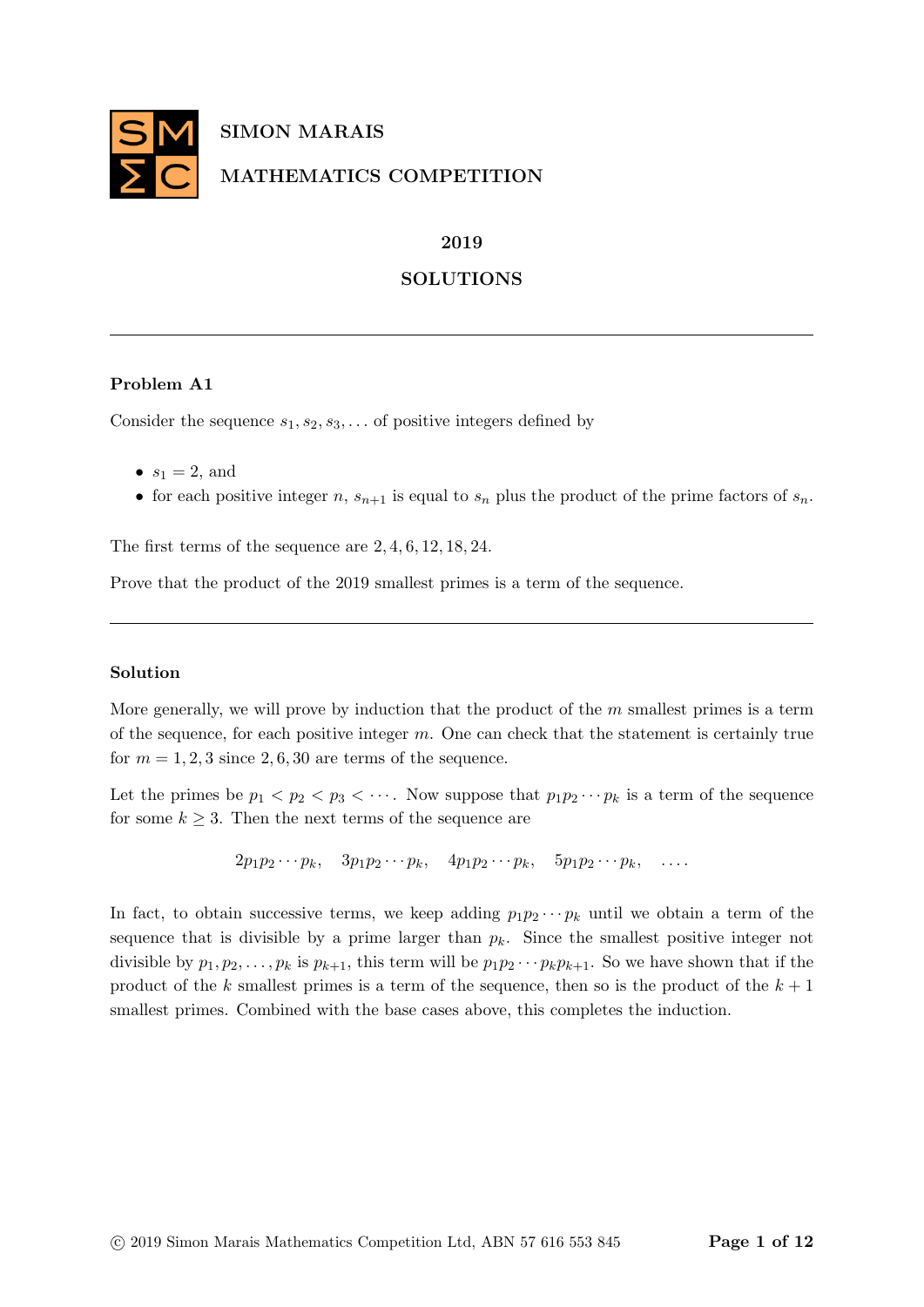SIMON MARAIS

MATHEMATICS COMPETITION

**2019**

**SOLUTIONS**

---

### Problem A1

Consider the sequence $s_1, s_2, s_3, \ldots$ of positive integers defined by

- $s_1 = 2$, and
- for each positive integer $n$, $s_{n+1}$ is equal to $s_n$ plus the product of the prime factors of $s_n$.

The first terms of the sequence are $2, 4, 6, 12, 18, 24$.

Prove that the product of the 2019 smallest primes is a term of the sequence.

---

### Solution

More generally, we will prove by induction that the product of the $m$ smallest primes is a term of the sequence, for each positive integer $m$. One can check that the statement is certainly true for $m = 1, 2, 3$ since $2, 6, 30$ are terms of the sequence.

Let the primes be $p_1 < p_2 < p_3 < \cdots$. Now suppose that $p_1 p_2 \cdots p_k$ is a term of the sequence for some $k \geq 3$. Then the next terms of the sequence are

$$2p_1 p_2 \cdots p_k, \quad 3p_1 p_2 \cdots p_k, \quad 4p_1 p_2 \cdots p_k, \quad 5p_1 p_2 \cdots p_k, \quad \ldots.$$

In fact, to obtain successive terms, we keep adding $p_1 p_2 \cdots p_k$ until we obtain a term of the sequence that is divisible by a prime larger than $p_k$. Since the smallest positive integer not divisible by $p_1, p_2, \ldots, p_k$ is $p_{k+1}$, this term will be $p_1 p_2 \cdots p_k p_{k+1}$. So we have shown that if the product of the $k$ smallest primes is a term of the sequence, then so is the product of the $k + 1$ smallest primes. Combined with the base cases above, this completes the induction.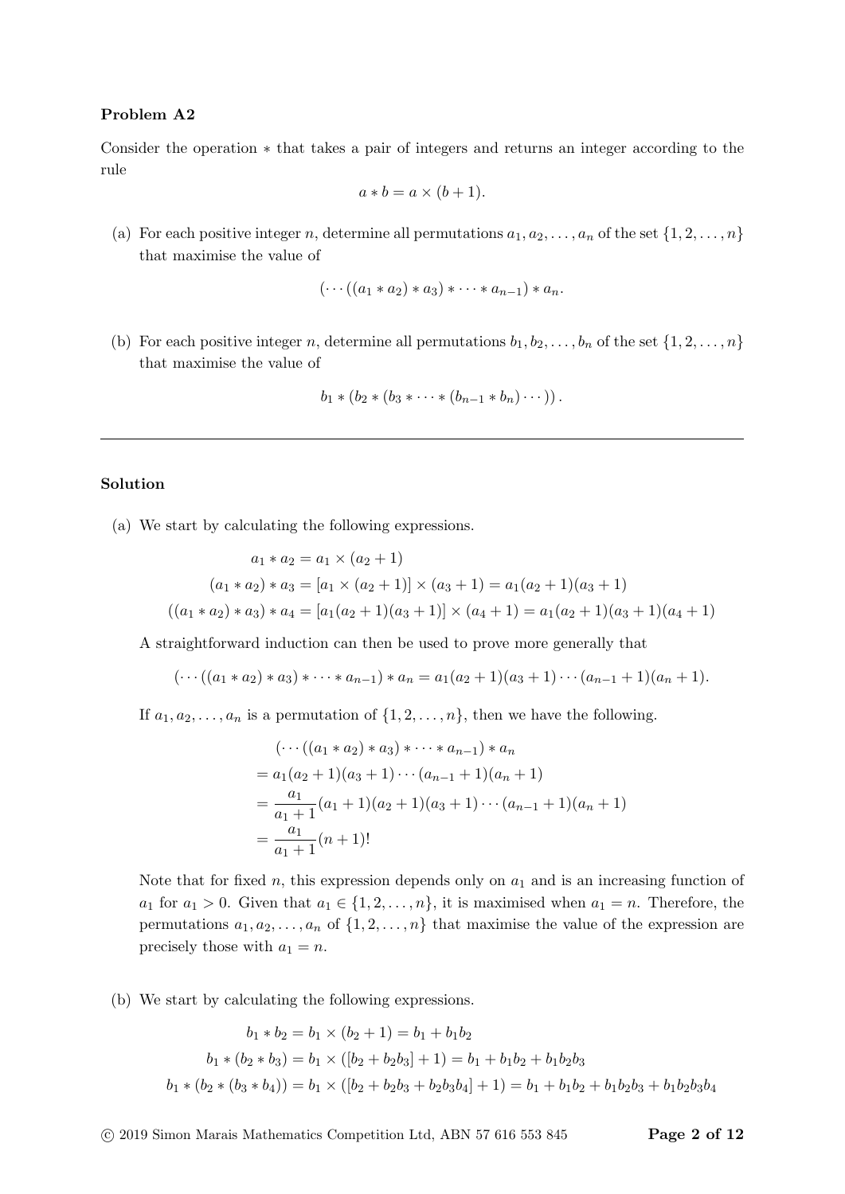**Problem A2**

Consider the operation $*$ that takes a pair of integers and returns an integer according to the rule

$$a * b = a \times (b + 1).$$

(a) For each positive integer $n$, determine all permutations $a_1, a_2, \ldots, a_n$ of the set $\{1, 2, \ldots, n\}$ that maximise the value of

$$(\cdots((a_1 * a_2) * a_3) * \cdots * a_{n-1}) * a_n.$$

(b) For each positive integer $n$, determine all permutations $b_1, b_2, \ldots, b_n$ of the set $\{1, 2, \ldots, n\}$ that maximise the value of

$$b_1 * (b_2 * (b_3 * \cdots * (b_{n-1} * b_n) \cdots)).$$

---

**Solution**

(a) We start by calculating the following expressions.

$$a_1 * a_2 = a_1 \times (a_2 + 1)$$

$$(a_1 * a_2) * a_3 = [a_1 \times (a_2 + 1)] \times (a_3 + 1) = a_1(a_2 + 1)(a_3 + 1)$$

$$((a_1 * a_2) * a_3) * a_4 = [a_1(a_2 + 1)(a_3 + 1)] \times (a_4 + 1) = a_1(a_2 + 1)(a_3 + 1)(a_4 + 1)$$

A straightforward induction can then be used to prove more generally that

$$(\cdots((a_1 * a_2) * a_3) * \cdots * a_{n-1}) * a_n = a_1(a_2 + 1)(a_3 + 1) \cdots (a_{n-1} + 1)(a_n + 1).$$

If $a_1, a_2, \ldots, a_n$ is a permutation of $\{1, 2, \ldots, n\}$, then we have the following.

$$\begin{aligned}
&(\cdots((a_1 * a_2) * a_3) * \cdots * a_{n-1}) * a_n \\
&= a_1(a_2 + 1)(a_3 + 1) \cdots (a_{n-1} + 1)(a_n + 1) \\
&= \frac{a_1}{a_1 + 1}(a_1 + 1)(a_2 + 1)(a_3 + 1) \cdots (a_{n-1} + 1)(a_n + 1) \\
&= \frac{a_1}{a_1 + 1}(n + 1)!
\end{aligned}$$

Note that for fixed $n$, this expression depends only on $a_1$ and is an increasing function of $a_1$ for $a_1 > 0$. Given that $a_1 \in \{1, 2, \ldots, n\}$, it is maximised when $a_1 = n$. Therefore, the permutations $a_1, a_2, \ldots, a_n$ of $\{1, 2, \ldots, n\}$ that maximise the value of the expression are precisely those with $a_1 = n$.

(b) We start by calculating the following expressions.

$$b_1 * b_2 = b_1 \times (b_2 + 1) = b_1 + b_1 b_2$$

$$b_1 * (b_2 * b_3) = b_1 \times ([b_2 + b_2 b_3] + 1) = b_1 + b_1 b_2 + b_1 b_2 b_3$$

$$b_1 * (b_2 * (b_3 * b_4)) = b_1 \times ([b_2 + b_2 b_3 + b_2 b_3 b_4] + 1) = b_1 + b_1 b_2 + b_1 b_2 b_3 + b_1 b_2 b_3 b_4$$

© 2019 Simon Marais Mathematics Competition Ltd, ABN 57 616 553 845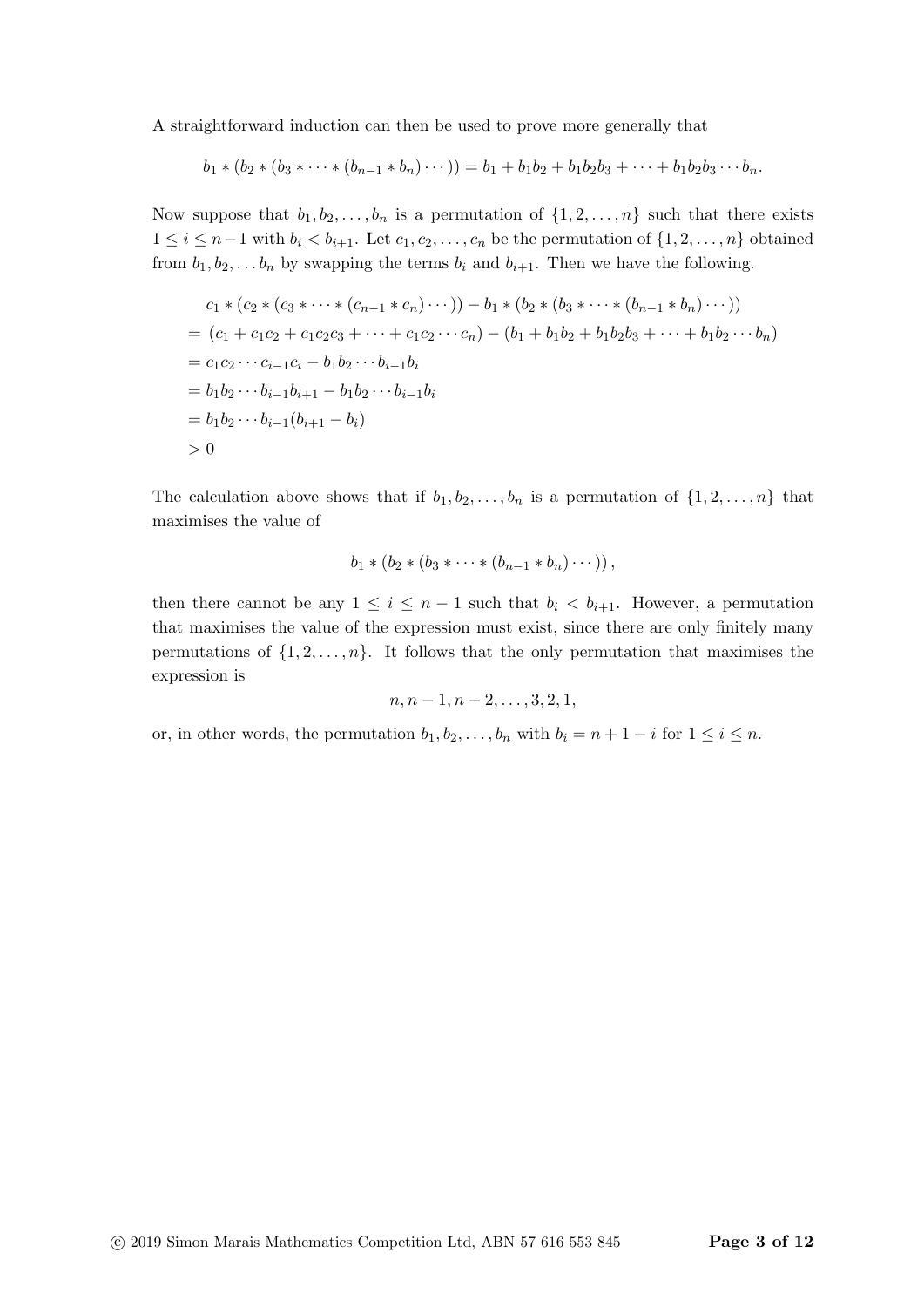A straightforward induction can then be used to prove more generally that

$$b_1 * (b_2 * (b_3 * \cdots * (b_{n-1} * b_n) \cdots)) = b_1 + b_1 b_2 + b_1 b_2 b_3 + \cdots + b_1 b_2 b_3 \cdots b_n.$$

Now suppose that $b_1, b_2, \ldots, b_n$ is a permutation of $\{1, 2, \ldots, n\}$ such that there exists $1 \leq i \leq n-1$ with $b_i < b_{i+1}$. Let $c_1, c_2, \ldots, c_n$ be the permutation of $\{1, 2, \ldots, n\}$ obtained from $b_1, b_2, \ldots b_n$ by swapping the terms $b_i$ and $b_{i+1}$. Then we have the following.

$$\begin{aligned}
& c_1 * (c_2 * (c_3 * \cdots * (c_{n-1} * c_n) \cdots)) - b_1 * (b_2 * (b_3 * \cdots * (b_{n-1} * b_n) \cdots)) \\
=& \ (c_1 + c_1 c_2 + c_1 c_2 c_3 + \cdots + c_1 c_2 \cdots c_n) - (b_1 + b_1 b_2 + b_1 b_2 b_3 + \cdots + b_1 b_2 \cdots b_n) \\
=& \ c_1 c_2 \cdots c_{i-1} c_i - b_1 b_2 \cdots b_{i-1} b_i \\
=& \ b_1 b_2 \cdots b_{i-1} b_{i+1} - b_1 b_2 \cdots b_{i-1} b_i \\
=& \ b_1 b_2 \cdots b_{i-1} (b_{i+1} - b_i) \\
>& \ 0
\end{aligned}$$

The calculation above shows that if $b_1, b_2, \ldots, b_n$ is a permutation of $\{1, 2, \ldots, n\}$ that maximises the value of

$$b_1 * (b_2 * (b_3 * \cdots * (b_{n-1} * b_n) \cdots)),$$

then there cannot be any $1 \leq i \leq n-1$ such that $b_i < b_{i+1}$. However, a permutation that maximises the value of the expression must exist, since there are only finitely many permutations of $\{1, 2, \ldots, n\}$. It follows that the only permutation that maximises the expression is

$$n, n-1, n-2, \ldots, 3, 2, 1,$$

or, in other words, the permutation $b_1, b_2, \ldots, b_n$ with $b_i = n + 1 - i$ for $1 \leq i \leq n$.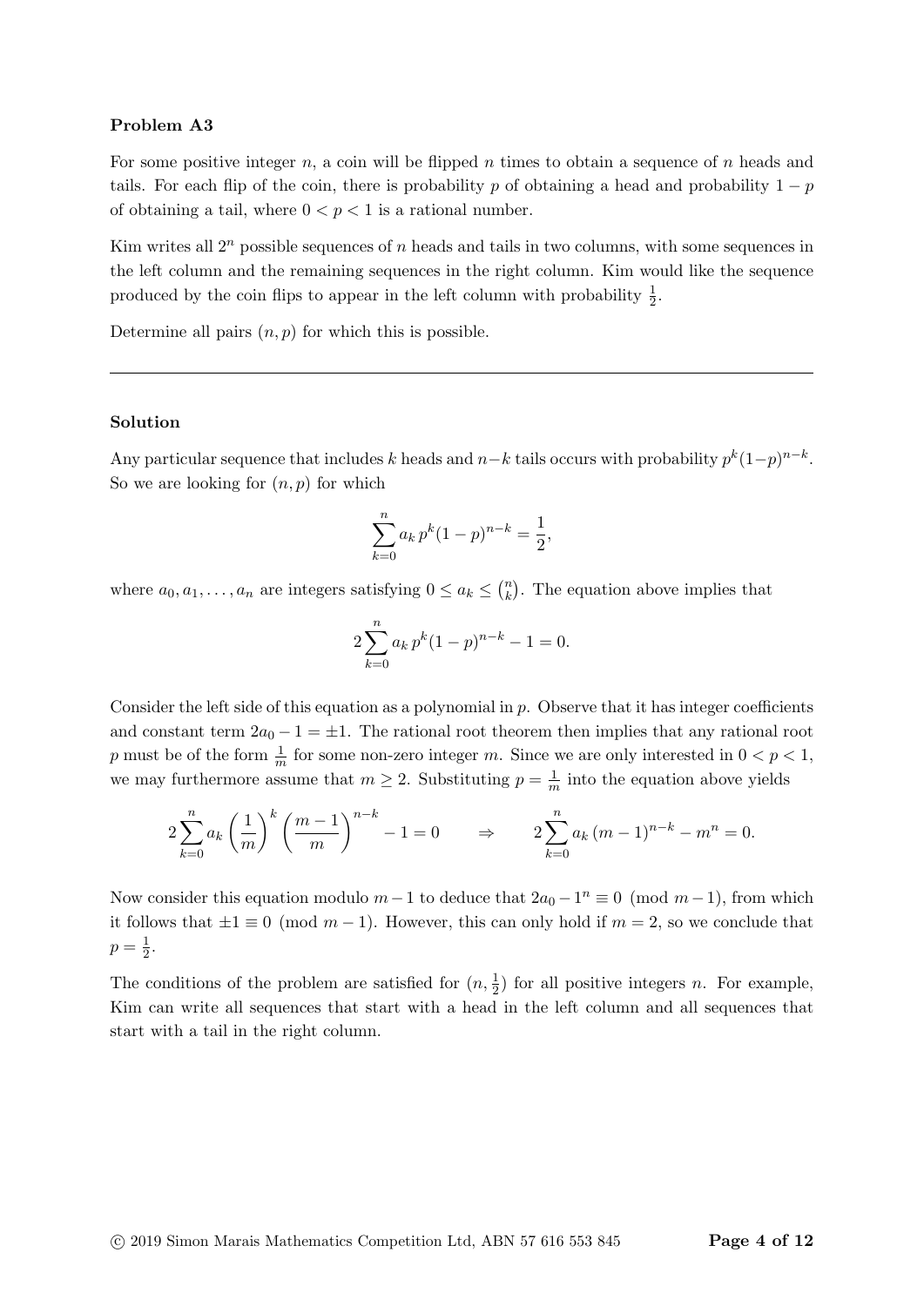**Problem A3**

For some positive integer $n$, a coin will be flipped $n$ times to obtain a sequence of $n$ heads and tails. For each flip of the coin, there is probability $p$ of obtaining a head and probability $1-p$ of obtaining a tail, where $0 < p < 1$ is a rational number.

Kim writes all $2^n$ possible sequences of $n$ heads and tails in two columns, with some sequences in the left column and the remaining sequences in the right column. Kim would like the sequence produced by the coin flips to appear in the left column with probability $\frac{1}{2}$.

Determine all pairs $(n, p)$ for which this is possible.

---

**Solution**

Any particular sequence that includes $k$ heads and $n-k$ tails occurs with probability $p^k(1-p)^{n-k}$. So we are looking for $(n, p)$ for which

$$\sum_{k=0}^{n} a_k \, p^k (1-p)^{n-k} = \frac{1}{2},$$

where $a_0, a_1, \ldots, a_n$ are integers satisfying $0 \le a_k \le \binom{n}{k}$. The equation above implies that

$$2 \sum_{k=0}^{n} a_k \, p^k (1-p)^{n-k} - 1 = 0.$$

Consider the left side of this equation as a polynomial in $p$. Observe that it has integer coefficients and constant term $2a_0 - 1 = \pm 1$. The rational root theorem then implies that any rational root $p$ must be of the form $\frac{1}{m}$ for some non-zero integer $m$. Since we are only interested in $0 < p < 1$, we may furthermore assume that $m \ge 2$. Substituting $p = \frac{1}{m}$ into the equation above yields

$$2 \sum_{k=0}^{n} a_k \left(\frac{1}{m}\right)^k \left(\frac{m-1}{m}\right)^{n-k} - 1 = 0 \qquad \Rightarrow \qquad 2 \sum_{k=0}^{n} a_k \, (m-1)^{n-k} - m^n = 0.$$

Now consider this equation modulo $m-1$ to deduce that $2a_0 - 1^n \equiv 0 \pmod{m-1}$, from which it follows that $\pm 1 \equiv 0 \pmod{m-1}$. However, this can only hold if $m = 2$, so we conclude that $p = \frac{1}{2}$.

The conditions of the problem are satisfied for $(n, \frac{1}{2})$ for all positive integers $n$. For example, Kim can write all sequences that start with a head in the left column and all sequences that start with a tail in the right column.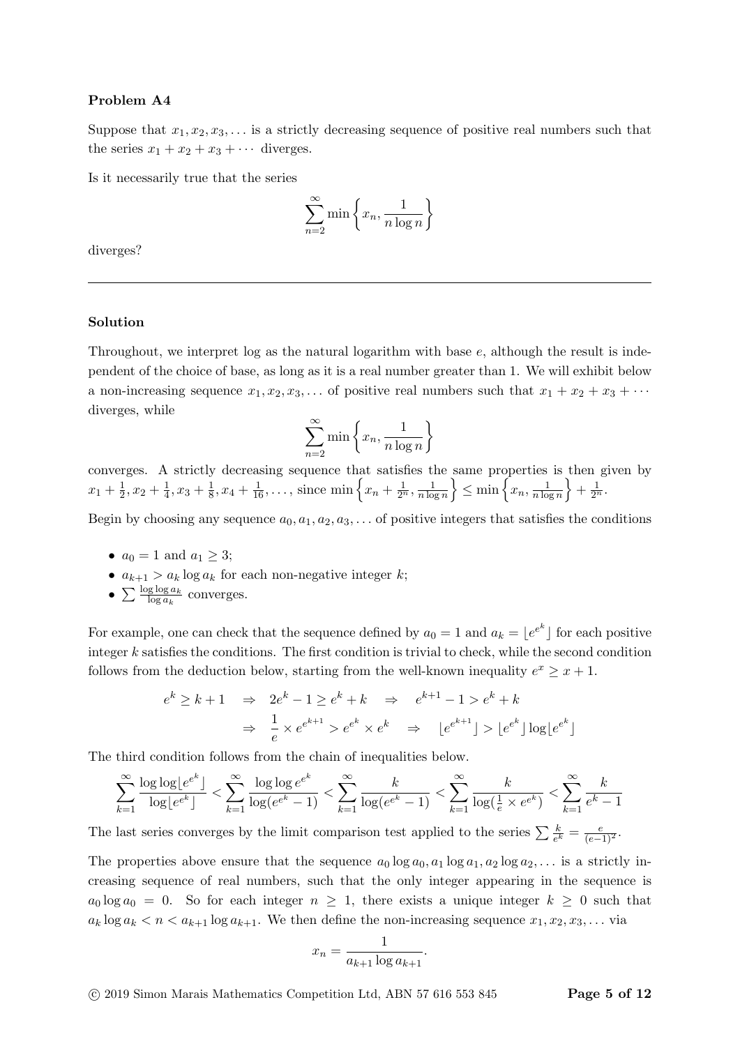### Problem A4

Suppose that $x_1, x_2, x_3, \ldots$ is a strictly decreasing sequence of positive real numbers such that the series $x_1 + x_2 + x_3 + \cdots$ diverges.

Is it necessarily true that the series

$$\sum_{n=2}^{\infty} \min\left\{x_n, \frac{1}{n \log n}\right\}$$

diverges?

---

### Solution

Throughout, we interpret log as the natural logarithm with base $e$, although the result is independent of the choice of base, as long as it is a real number greater than 1. We will exhibit below a non-increasing sequence $x_1, x_2, x_3, \ldots$ of positive real numbers such that $x_1 + x_2 + x_3 + \cdots$ diverges, while

$$\sum_{n=2}^{\infty} \min\left\{x_n, \frac{1}{n \log n}\right\}$$

converges. A strictly decreasing sequence that satisfies the same properties is then given by $x_1 + \frac{1}{2}, x_2 + \frac{1}{4}, x_3 + \frac{1}{8}, x_4 + \frac{1}{16}, \ldots$, since $\min\left\{x_n + \frac{1}{2^n}, \frac{1}{n \log n}\right\} \leq \min\left\{x_n, \frac{1}{n \log n}\right\} + \frac{1}{2^n}$.

Begin by choosing any sequence $a_0, a_1, a_2, a_3, \ldots$ of positive integers that satisfies the conditions

- $a_0 = 1$ and $a_1 \geq 3$;
- $a_{k+1} > a_k \log a_k$ for each non-negative integer $k$;
- $\sum \frac{\log \log a_k}{\log a_k}$ converges.

For example, one can check that the sequence defined by $a_0 = 1$ and $a_k = \lfloor e^{e^k} \rfloor$ for each positive integer $k$ satisfies the conditions. The first condition is trivial to check, while the second condition follows from the deduction below, starting from the well-known inequality $e^x \geq x + 1$.

$$\begin{aligned}
e^k \geq k + 1 \quad &\Rightarrow \quad 2e^k - 1 \geq e^k + k \quad \Rightarrow \quad e^{k+1} - 1 > e^k + k \\
&\Rightarrow \quad \frac{1}{e} \times e^{e^{k+1}} > e^{e^k} \times e^k \quad \Rightarrow \quad \lfloor e^{e^{k+1}} \rfloor > \lfloor e^{e^k} \rfloor \log \lfloor e^{e^k} \rfloor
\end{aligned}$$

The third condition follows from the chain of inequalities below.

$$\sum_{k=1}^{\infty} \frac{\log \log \lfloor e^{e^k} \rfloor}{\log \lfloor e^{e^k} \rfloor} < \sum_{k=1}^{\infty} \frac{\log \log e^{e^k}}{\log(e^{e^k} - 1)} < \sum_{k=1}^{\infty} \frac{k}{\log(e^{e^k} - 1)} < \sum_{k=1}^{\infty} \frac{k}{\log(\frac{1}{e} \times e^{e^k})} < \sum_{k=1}^{\infty} \frac{k}{e^k - 1}$$

The last series converges by the limit comparison test applied to the series $\sum \frac{k}{e^k} = \frac{e}{(e-1)^2}$.

The properties above ensure that the sequence $a_0 \log a_0, a_1 \log a_1, a_2 \log a_2, \ldots$ is a strictly increasing sequence of real numbers, such that the only integer appearing in the sequence is $a_0 \log a_0 = 0$. So for each integer $n \geq 1$, there exists a unique integer $k \geq 0$ such that $a_k \log a_k < n < a_{k+1} \log a_{k+1}$. We then define the non-increasing sequence $x_1, x_2, x_3, \ldots$ via

$$x_n = \frac{1}{a_{k+1} \log a_{k+1}}.$$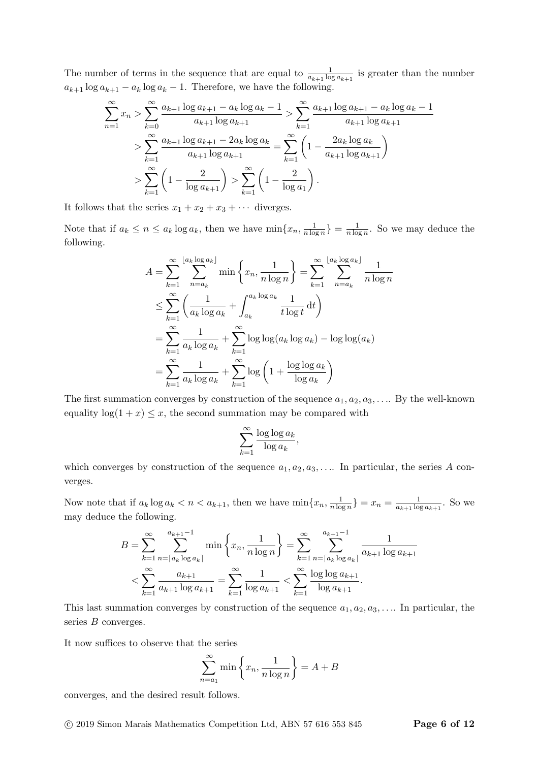The number of terms in the sequence that are equal to $\frac{1}{a_{k+1} \log a_{k+1}}$ is greater than the number $a_{k+1} \log a_{k+1} - a_k \log a_k - 1$. Therefore, we have the following.

$$
\begin{aligned}
\sum_{n=1}^{\infty} x_n &> \sum_{k=0}^{\infty} \frac{a_{k+1} \log a_{k+1} - a_k \log a_k - 1}{a_{k+1} \log a_{k+1}} > \sum_{k=1}^{\infty} \frac{a_{k+1} \log a_{k+1} - a_k \log a_k - 1}{a_{k+1} \log a_{k+1}} \\
&> \sum_{k=1}^{\infty} \frac{a_{k+1} \log a_{k+1} - 2a_k \log a_k}{a_{k+1} \log a_{k+1}} = \sum_{k=1}^{\infty} \left(1 - \frac{2a_k \log a_k}{a_{k+1} \log a_{k+1}}\right) \\
&> \sum_{k=1}^{\infty} \left(1 - \frac{2}{\log a_{k+1}}\right) > \sum_{k=1}^{\infty} \left(1 - \frac{2}{\log a_1}\right).
\end{aligned}
$$

It follows that the series $x_1 + x_2 + x_3 + \cdots$ diverges.

Note that if $a_k \leq n \leq a_k \log a_k$, then we have $\min\{x_n, \frac{1}{n \log n}\} = \frac{1}{n \log n}$. So we may deduce the following.

$$
\begin{aligned}
A &= \sum_{k=1}^{\infty} \sum_{n=a_k}^{\lfloor a_k \log a_k \rfloor} \min\left\{x_n, \frac{1}{n \log n}\right\} = \sum_{k=1}^{\infty} \sum_{n=a_k}^{\lfloor a_k \log a_k \rfloor} \frac{1}{n \log n} \\
&\leq \sum_{k=1}^{\infty} \left(\frac{1}{a_k \log a_k} + \int_{a_k}^{a_k \log a_k} \frac{1}{t \log t} \, \mathrm{d}t\right) \\
&= \sum_{k=1}^{\infty} \frac{1}{a_k \log a_k} + \sum_{k=1}^{\infty} \log\log(a_k \log a_k) - \log\log(a_k) \\
&= \sum_{k=1}^{\infty} \frac{1}{a_k \log a_k} + \sum_{k=1}^{\infty} \log\left(1 + \frac{\log\log a_k}{\log a_k}\right)
\end{aligned}
$$

The first summation converges by construction of the sequence $a_1, a_2, a_3, \ldots$. By the well-known equality $\log(1 + x) \leq x$, the second summation may be compared with

$$
\sum_{k=1}^{\infty} \frac{\log\log a_k}{\log a_k},
$$

which converges by construction of the sequence $a_1, a_2, a_3, \ldots$. In particular, the series $A$ converges.

Now note that if $a_k \log a_k < n < a_{k+1}$, then we have $\min\{x_n, \frac{1}{n \log n}\} = x_n = \frac{1}{a_{k+1} \log a_{k+1}}$. So we may deduce the following.

$$
\begin{aligned}
B &= \sum_{k=1}^{\infty} \sum_{n=\lceil a_k \log a_k \rceil}^{a_{k+1}-1} \min\left\{x_n, \frac{1}{n \log n}\right\} = \sum_{k=1}^{\infty} \sum_{n=\lceil a_k \log a_k \rceil}^{a_{k+1}-1} \frac{1}{a_{k+1} \log a_{k+1}} \\
&< \sum_{k=1}^{\infty} \frac{a_{k+1}}{a_{k+1} \log a_{k+1}} = \sum_{k=1}^{\infty} \frac{1}{\log a_{k+1}} < \sum_{k=1}^{\infty} \frac{\log\log a_{k+1}}{\log a_{k+1}}.
\end{aligned}
$$

This last summation converges by construction of the sequence $a_1, a_2, a_3, \ldots$. In particular, the series $B$ converges.

It now suffices to observe that the series

$$
\sum_{n=a_1}^{\infty} \min\left\{x_n, \frac{1}{n \log n}\right\} = A + B
$$

converges, and the desired result follows.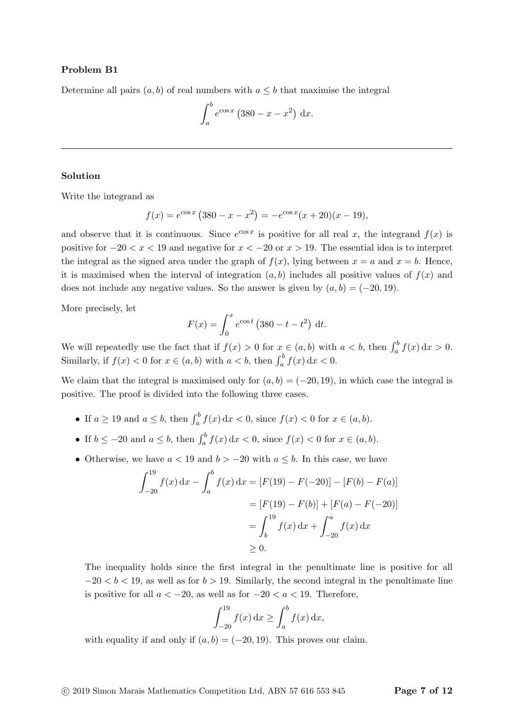**Problem B1**

Determine all pairs $(a, b)$ of real numbers with $a \leq b$ that maximise the integral

$$\int_a^b e^{\cos x} \left(380 - x - x^2\right) \, \mathrm{d}x.$$

---

**Solution**

Write the integrand as

$$f(x) = e^{\cos x} \left(380 - x - x^2\right) = -e^{\cos x}(x + 20)(x - 19),$$

and observe that it is continuous. Since $e^{\cos x}$ is positive for all real $x$, the integrand $f(x)$ is positive for $-20 < x < 19$ and negative for $x < -20$ or $x > 19$. The essential idea is to interpret the integral as the signed area under the graph of $f(x)$, lying between $x = a$ and $x = b$. Hence, it is maximised when the interval of integration $(a, b)$ includes all positive values of $f(x)$ and does not include any negative values. So the answer is given by $(a, b) = (-20, 19)$.

More precisely, let

$$F(x) = \int_0^x e^{\cos t} \left(380 - t - t^2\right) \, \mathrm{d}t.$$

We will repeatedly use the fact that if $f(x) > 0$ for $x \in (a, b)$ with $a < b$, then $\int_a^b f(x) \, \mathrm{d}x > 0$. Similarly, if $f(x) < 0$ for $x \in (a, b)$ with $a < b$, then $\int_a^b f(x) \, \mathrm{d}x < 0$.

We claim that the integral is maximised only for $(a, b) = (-20, 19)$, in which case the integral is positive. The proof is divided into the following three cases.

- If $a \geq 19$ and $a \leq b$, then $\int_a^b f(x) \, \mathrm{d}x < 0$, since $f(x) < 0$ for $x \in (a, b)$.
- If $b \leq -20$ and $a \leq b$, then $\int_a^b f(x) \, \mathrm{d}x < 0$, since $f(x) < 0$ for $x \in (a, b)$.
- Otherwise, we have $a < 19$ and $b > -20$ with $a \leq b$. In this case, we have

$$\begin{aligned}
\int_{-20}^{19} f(x) \, \mathrm{d}x - \int_a^b f(x) \, \mathrm{d}x &= [F(19) - F(-20)] - [F(b) - F(a)] \\
&= [F(19) - F(b)] + [F(a) - F(-20)] \\
&= \int_b^{19} f(x) \, \mathrm{d}x + \int_{-20}^{a} f(x) \, \mathrm{d}x \\
&\geq 0.
\end{aligned}$$

  The inequality holds since the first integral in the penultimate line is positive for all $-20 < b < 19$, as well as for $b > 19$. Similarly, the second integral in the penultimate line is positive for all $a < -20$, as well as for $-20 < a < 19$. Therefore,

$$\int_{-20}^{19} f(x) \, \mathrm{d}x \geq \int_a^b f(x) \, \mathrm{d}x,$$

  with equality if and only if $(a, b) = (-20, 19)$. This proves our claim.

© 2019 Simon Marais Mathematics Competition Ltd, ABN 57 616 553 845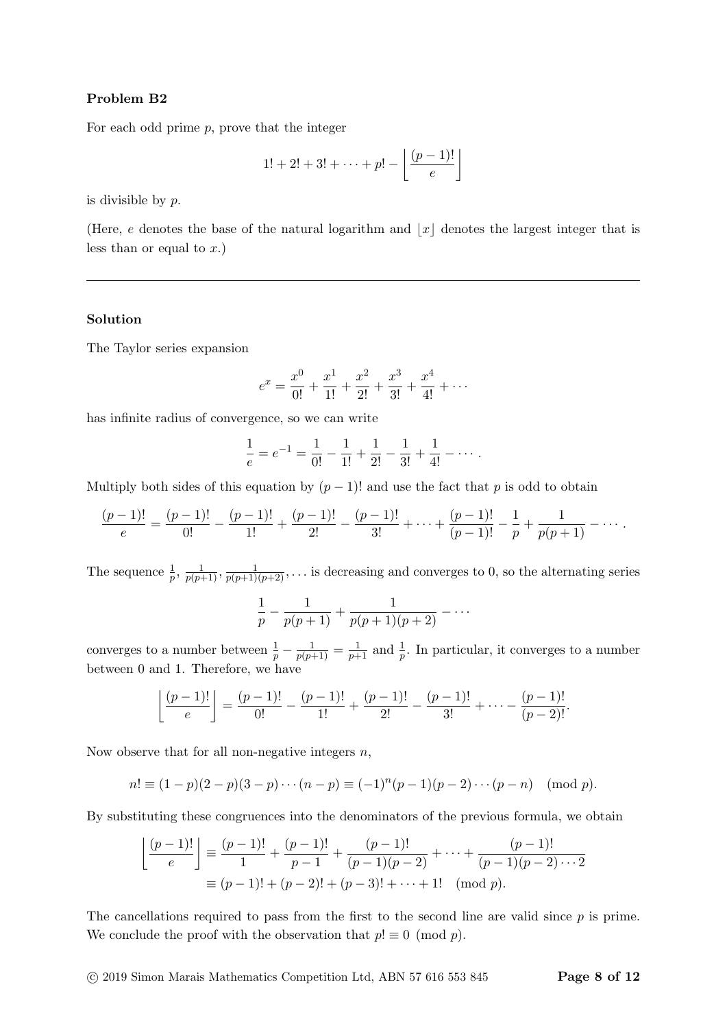### Problem B2

For each odd prime $p$, prove that the integer

$$1! + 2! + 3! + \cdots + p! - \left\lfloor \frac{(p-1)!}{e} \right\rfloor$$

is divisible by $p$.

(Here, $e$ denotes the base of the natural logarithm and $\lfloor x \rfloor$ denotes the largest integer that is less than or equal to $x$.)

---

### Solution

The Taylor series expansion

$$e^x = \frac{x^0}{0!} + \frac{x^1}{1!} + \frac{x^2}{2!} + \frac{x^3}{3!} + \frac{x^4}{4!} + \cdots$$

has infinite radius of convergence, so we can write

$$\frac{1}{e} = e^{-1} = \frac{1}{0!} - \frac{1}{1!} + \frac{1}{2!} - \frac{1}{3!} + \frac{1}{4!} - \cdots .$$

Multiply both sides of this equation by $(p-1)!$ and use the fact that $p$ is odd to obtain

$$\frac{(p-1)!}{e} = \frac{(p-1)!}{0!} - \frac{(p-1)!}{1!} + \frac{(p-1)!}{2!} - \frac{(p-1)!}{3!} + \cdots + \frac{(p-1)!}{(p-1)!} - \frac{1}{p} + \frac{1}{p(p+1)} - \cdots .$$

The sequence $\frac{1}{p}, \frac{1}{p(p+1)}, \frac{1}{p(p+1)(p+2)}, \ldots$ is decreasing and converges to 0, so the alternating series

$$\frac{1}{p} - \frac{1}{p(p+1)} + \frac{1}{p(p+1)(p+2)} - \cdots$$

converges to a number between $\frac{1}{p} - \frac{1}{p(p+1)} = \frac{1}{p+1}$ and $\frac{1}{p}$. In particular, it converges to a number between 0 and 1. Therefore, we have

$$\left\lfloor \frac{(p-1)!}{e} \right\rfloor = \frac{(p-1)!}{0!} - \frac{(p-1)!}{1!} + \frac{(p-1)!}{2!} - \frac{(p-1)!}{3!} + \cdots - \frac{(p-1)!}{(p-2)!}.$$

Now observe that for all non-negative integers $n$,

$$n! \equiv (1-p)(2-p)(3-p)\cdots(n-p) \equiv (-1)^n (p-1)(p-2)\cdots(p-n) \pmod{p}.$$

By substituting these congruences into the denominators of the previous formula, we obtain

$$\begin{aligned}
\left\lfloor \frac{(p-1)!}{e} \right\rfloor &\equiv \frac{(p-1)!}{1} + \frac{(p-1)!}{p-1} + \frac{(p-1)!}{(p-1)(p-2)} + \cdots + \frac{(p-1)!}{(p-1)(p-2)\cdots 2} \\
&\equiv (p-1)! + (p-2)! + (p-3)! + \cdots + 1! \pmod{p}.
\end{aligned}$$

The cancellations required to pass from the first to the second line are valid since $p$ is prime. We conclude the proof with the observation that $p! \equiv 0 \pmod{p}$.

© 2019 Simon Marais Mathematics Competition Ltd, ABN 57 616 553 845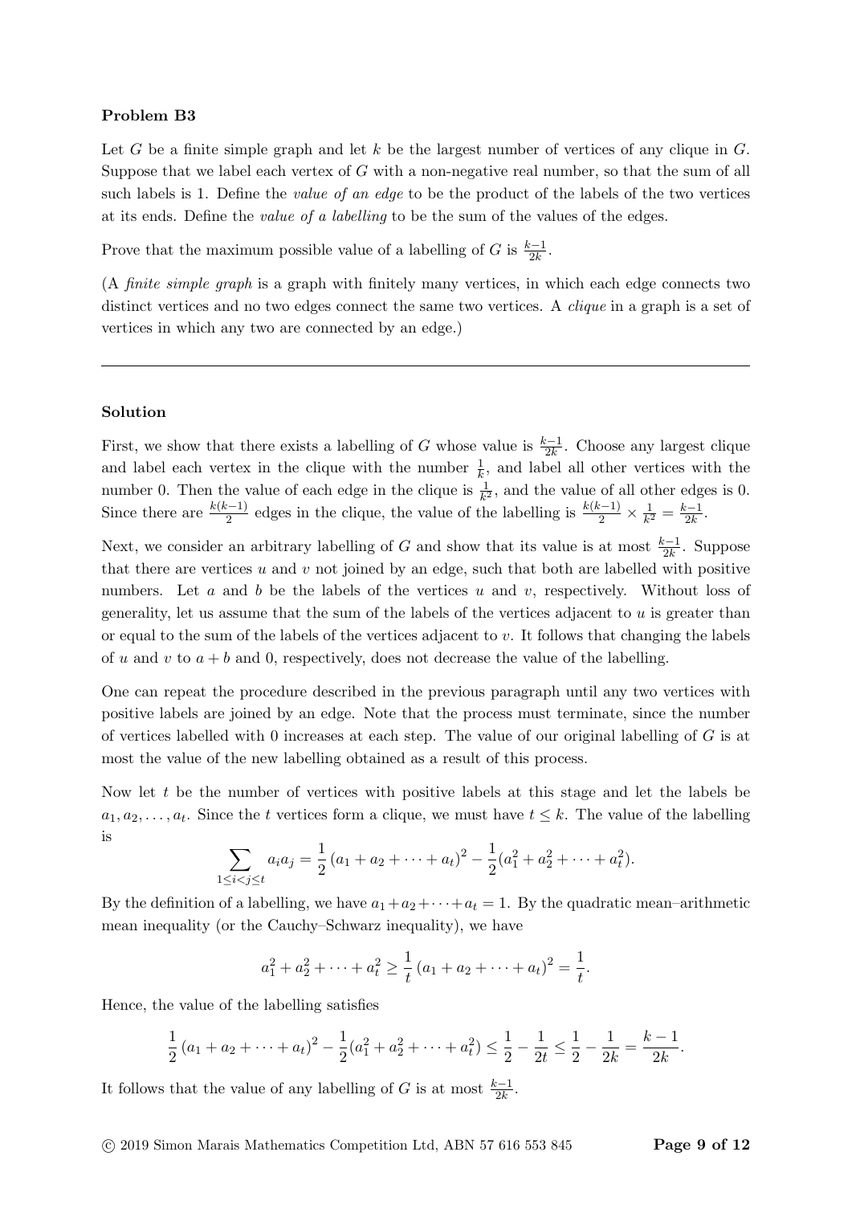**Problem B3**

Let $G$ be a finite simple graph and let $k$ be the largest number of vertices of any clique in $G$. Suppose that we label each vertex of $G$ with a non-negative real number, so that the sum of all such labels is 1. Define the *value of an edge* to be the product of the labels of the two vertices at its ends. Define the *value of a labelling* to be the sum of the values of the edges.

Prove that the maximum possible value of a labelling of $G$ is $\frac{k-1}{2k}$.

(A *finite simple graph* is a graph with finitely many vertices, in which each edge connects two distinct vertices and no two edges connect the same two vertices. A *clique* in a graph is a set of vertices in which any two are connected by an edge.)

---

**Solution**

First, we show that there exists a labelling of $G$ whose value is $\frac{k-1}{2k}$. Choose any largest clique and label each vertex in the clique with the number $\frac{1}{k}$, and label all other vertices with the number 0. Then the value of each edge in the clique is $\frac{1}{k^2}$, and the value of all other edges is 0. Since there are $\frac{k(k-1)}{2}$ edges in the clique, the value of the labelling is $\frac{k(k-1)}{2} \times \frac{1}{k^2} = \frac{k-1}{2k}$.

Next, we consider an arbitrary labelling of $G$ and show that its value is at most $\frac{k-1}{2k}$. Suppose that there are vertices $u$ and $v$ not joined by an edge, such that both are labelled with positive numbers. Let $a$ and $b$ be the labels of the vertices $u$ and $v$, respectively. Without loss of generality, let us assume that the sum of the labels of the vertices adjacent to $u$ is greater than or equal to the sum of the labels of the vertices adjacent to $v$. It follows that changing the labels of $u$ and $v$ to $a + b$ and 0, respectively, does not decrease the value of the labelling.

One can repeat the procedure described in the previous paragraph until any two vertices with positive labels are joined by an edge. Note that the process must terminate, since the number of vertices labelled with 0 increases at each step. The value of our original labelling of $G$ is at most the value of the new labelling obtained as a result of this process.

Now let $t$ be the number of vertices with positive labels at this stage and let the labels be $a_1, a_2, \ldots, a_t$. Since the $t$ vertices form a clique, we must have $t \leq k$. The value of the labelling is

$$\sum_{1 \leq i < j \leq t} a_i a_j = \frac{1}{2}\left(a_1 + a_2 + \cdots + a_t\right)^2 - \frac{1}{2}(a_1^2 + a_2^2 + \cdots + a_t^2).$$

By the definition of a labelling, we have $a_1 + a_2 + \cdots + a_t = 1$. By the quadratic mean–arithmetic mean inequality (or the Cauchy–Schwarz inequality), we have

$$a_1^2 + a_2^2 + \cdots + a_t^2 \geq \frac{1}{t}\left(a_1 + a_2 + \cdots + a_t\right)^2 = \frac{1}{t}.$$

Hence, the value of the labelling satisfies

$$\frac{1}{2}\left(a_1 + a_2 + \cdots + a_t\right)^2 - \frac{1}{2}(a_1^2 + a_2^2 + \cdots + a_t^2) \leq \frac{1}{2} - \frac{1}{2t} \leq \frac{1}{2} - \frac{1}{2k} = \frac{k-1}{2k}.$$

It follows that the value of any labelling of $G$ is at most $\frac{k-1}{2k}$.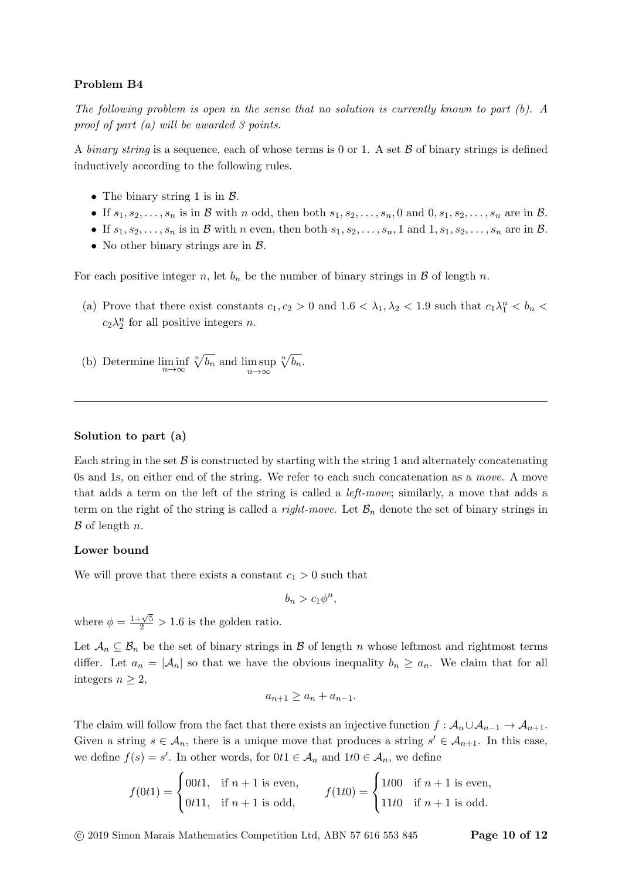**Problem B4**

*The following problem is open in the sense that no solution is currently known to part (b). A proof of part (a) will be awarded 3 points.*

A *binary string* is a sequence, each of whose terms is 0 or 1. A set $\mathcal{B}$ of binary strings is defined inductively according to the following rules.

- The binary string 1 is in $\mathcal{B}$.
- If $s_1, s_2, \ldots, s_n$ is in $\mathcal{B}$ with $n$ odd, then both $s_1, s_2, \ldots, s_n, 0$ and $0, s_1, s_2, \ldots, s_n$ are in $\mathcal{B}$.
- If $s_1, s_2, \ldots, s_n$ is in $\mathcal{B}$ with $n$ even, then both $s_1, s_2, \ldots, s_n, 1$ and $1, s_1, s_2, \ldots, s_n$ are in $\mathcal{B}$.
- No other binary strings are in $\mathcal{B}$.

For each positive integer $n$, let $b_n$ be the number of binary strings in $\mathcal{B}$ of length $n$.

(a) Prove that there exist constants $c_1, c_2 > 0$ and $1.6 < \lambda_1, \lambda_2 < 1.9$ such that $c_1\lambda_1^n < b_n < c_2\lambda_2^n$ for all positive integers $n$.

(b) Determine $\liminf\limits_{n\to\infty} \sqrt[n]{b_n}$ and $\limsup\limits_{n\to\infty} \sqrt[n]{b_n}$.

---

**Solution to part (a)**

Each string in the set $\mathcal{B}$ is constructed by starting with the string 1 and alternately concatenating 0s and 1s, on either end of the string. We refer to each such concatenation as a *move*. A move that adds a term on the left of the string is called a *left-move*; similarly, a move that adds a term on the right of the string is called a *right-move*. Let $\mathcal{B}_n$ denote the set of binary strings in $\mathcal{B}$ of length $n$.

**Lower bound**

We will prove that there exists a constant $c_1 > 0$ such that

$$b_n > c_1\phi^n,$$

where $\phi = \frac{1+\sqrt{5}}{2} > 1.6$ is the golden ratio.

Let $\mathcal{A}_n \subseteq \mathcal{B}_n$ be the set of binary strings in $\mathcal{B}$ of length $n$ whose leftmost and rightmost terms differ. Let $a_n = |\mathcal{A}_n|$ so that we have the obvious inequality $b_n \geq a_n$. We claim that for all integers $n \geq 2$,

$$a_{n+1} \geq a_n + a_{n-1}.$$

The claim will follow from the fact that there exists an injective function $f : \mathcal{A}_n \cup \mathcal{A}_{n-1} \to \mathcal{A}_{n+1}$. Given a string $s \in \mathcal{A}_n$, there is a unique move that produces a string $s' \in \mathcal{A}_{n+1}$. In this case, we define $f(s) = s'$. In other words, for $0t1 \in \mathcal{A}_n$ and $1t0 \in \mathcal{A}_n$, we define

$$f(0t1) = \begin{cases} 00t1, & \text{if } n+1 \text{ is even,} \\ 0t11, & \text{if } n+1 \text{ is odd,} \end{cases} \qquad f(1t0) = \begin{cases} 1t00 & \text{if } n+1 \text{ is even,} \\ 11t0 & \text{if } n+1 \text{ is odd.} \end{cases}$$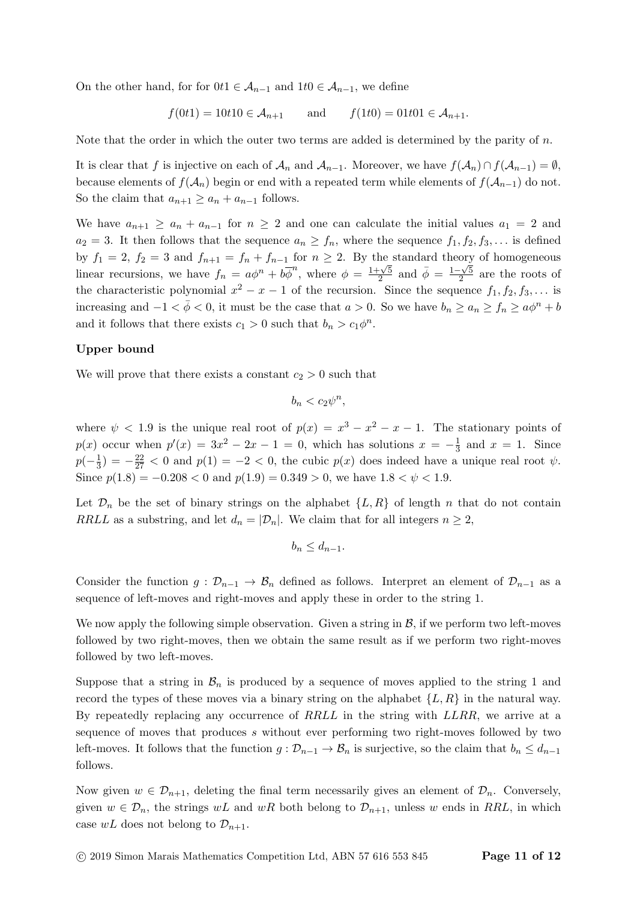On the other hand, for for $0t1 \in \mathcal{A}_{n-1}$ and $1t0 \in \mathcal{A}_{n-1}$, we define

$$f(0t1) = 10t10 \in \mathcal{A}_{n+1} \qquad \text{and} \qquad f(1t0) = 01t01 \in \mathcal{A}_{n+1}.$$

Note that the order in which the outer two terms are added is determined by the parity of $n$.

It is clear that $f$ is injective on each of $\mathcal{A}_n$ and $\mathcal{A}_{n-1}$. Moreover, we have $f(\mathcal{A}_n) \cap f(\mathcal{A}_{n-1}) = \emptyset$, because elements of $f(\mathcal{A}_n)$ begin or end with a repeated term while elements of $f(\mathcal{A}_{n-1})$ do not. So the claim that $a_{n+1} \geq a_n + a_{n-1}$ follows.

We have $a_{n+1} \geq a_n + a_{n-1}$ for $n \geq 2$ and one can calculate the initial values $a_1 = 2$ and $a_2 = 3$. It then follows that the sequence $a_n \geq f_n$, where the sequence $f_1, f_2, f_3, \ldots$ is defined by $f_1 = 2$, $f_2 = 3$ and $f_{n+1} = f_n + f_{n-1}$ for $n \geq 2$. By the standard theory of homogeneous linear recursions, we have $f_n = a\phi^n + b\overline{\phi}^n$, where $\phi = \frac{1+\sqrt{5}}{2}$ and $\bar{\phi} = \frac{1-\sqrt{5}}{2}$ are the roots of the characteristic polynomial $x^2 - x - 1$ of the recursion. Since the sequence $f_1, f_2, f_3, \ldots$ is increasing and $-1 < \bar{\phi} < 0$, it must be the case that $a > 0$. So we have $b_n \geq a_n \geq f_n \geq a\phi^n + b$ and it follows that there exists $c_1 > 0$ such that $b_n > c_1\phi^n$.

**Upper bound**

We will prove that there exists a constant $c_2 > 0$ such that

$$b_n < c_2\psi^n,$$

where $\psi < 1.9$ is the unique real root of $p(x) = x^3 - x^2 - x - 1$. The stationary points of $p(x)$ occur when $p'(x) = 3x^2 - 2x - 1 = 0$, which has solutions $x = -\frac{1}{3}$ and $x = 1$. Since $p(-\frac{1}{3}) = -\frac{22}{27} < 0$ and $p(1) = -2 < 0$, the cubic $p(x)$ does indeed have a unique real root $\psi$. Since $p(1.8) = -0.208 < 0$ and $p(1.9) = 0.349 > 0$, we have $1.8 < \psi < 1.9$.

Let $\mathcal{D}_n$ be the set of binary strings on the alphabet $\{L, R\}$ of length $n$ that do not contain $RRLL$ as a substring, and let $d_n = |\mathcal{D}_n|$. We claim that for all integers $n \geq 2$,

$$b_n \leq d_{n-1}.$$

Consider the function $g : \mathcal{D}_{n-1} \to \mathcal{B}_n$ defined as follows. Interpret an element of $\mathcal{D}_{n-1}$ as a sequence of left-moves and right-moves and apply these in order to the string 1.

We now apply the following simple observation. Given a string in $\mathcal{B}$, if we perform two left-moves followed by two right-moves, then we obtain the same result as if we perform two right-moves followed by two left-moves.

Suppose that a string in $\mathcal{B}_n$ is produced by a sequence of moves applied to the string 1 and record the types of these moves via a binary string on the alphabet $\{L, R\}$ in the natural way. By repeatedly replacing any occurrence of $RRLL$ in the string with $LLRR$, we arrive at a sequence of moves that produces $s$ without ever performing two right-moves followed by two left-moves. It follows that the function $g : \mathcal{D}_{n-1} \to \mathcal{B}_n$ is surjective, so the claim that $b_n \leq d_{n-1}$ follows.

Now given $w \in \mathcal{D}_{n+1}$, deleting the final term necessarily gives an element of $\mathcal{D}_n$. Conversely, given $w \in \mathcal{D}_n$, the strings $wL$ and $wR$ both belong to $\mathcal{D}_{n+1}$, unless $w$ ends in $RRL$, in which case $wL$ does not belong to $\mathcal{D}_{n+1}$.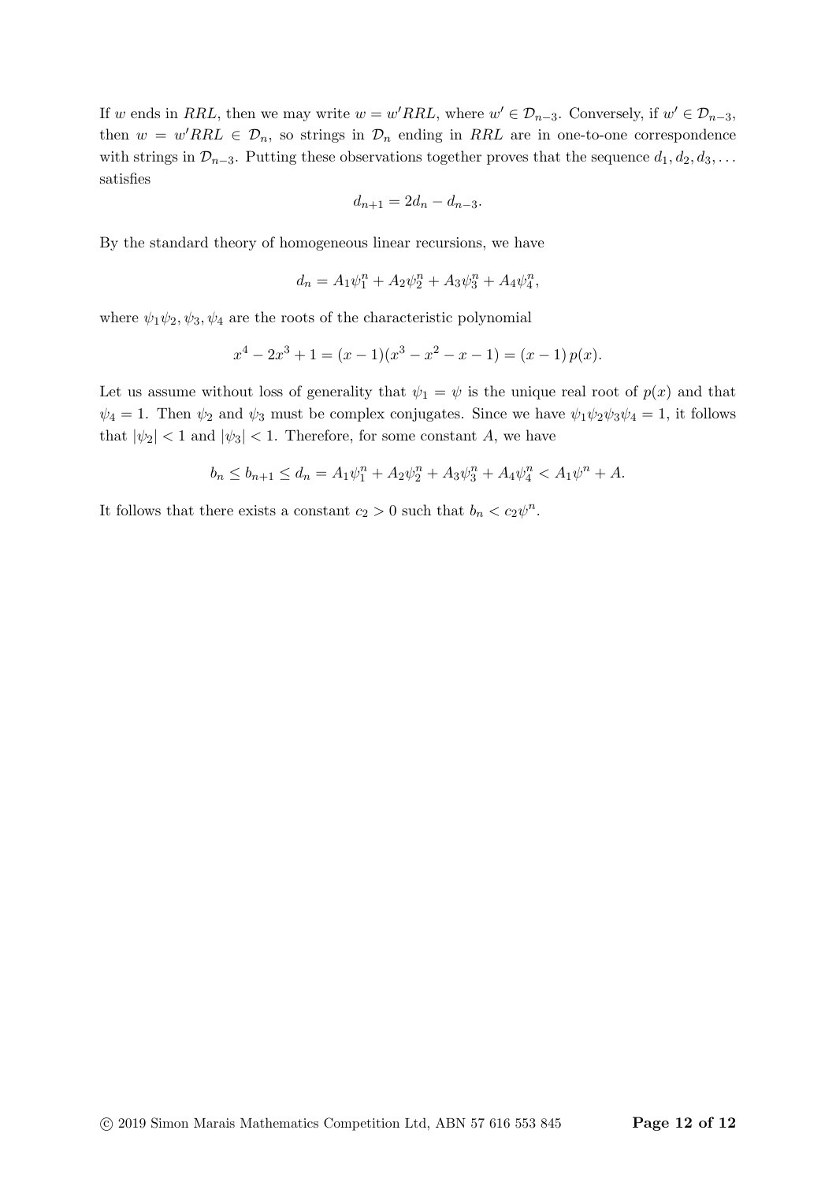If $w$ ends in $RRL$, then we may write $w = w'RRL$, where $w' \in \mathcal{D}_{n-3}$. Conversely, if $w' \in \mathcal{D}_{n-3}$, then $w = w'RRL \in \mathcal{D}_n$, so strings in $\mathcal{D}_n$ ending in $RRL$ are in one-to-one correspondence with strings in $\mathcal{D}_{n-3}$. Putting these observations together proves that the sequence $d_1, d_2, d_3, \ldots$ satisfies

$$d_{n+1} = 2d_n - d_{n-3}.$$

By the standard theory of homogeneous linear recursions, we have

$$d_n = A_1\psi_1^n + A_2\psi_2^n + A_3\psi_3^n + A_4\psi_4^n,$$

where $\psi_1\psi_2, \psi_3, \psi_4$ are the roots of the characteristic polynomial

$$x^4 - 2x^3 + 1 = (x-1)(x^3 - x^2 - x - 1) = (x-1)\,p(x).$$

Let us assume without loss of generality that $\psi_1 = \psi$ is the unique real root of $p(x)$ and that $\psi_4 = 1$. Then $\psi_2$ and $\psi_3$ must be complex conjugates. Since we have $\psi_1\psi_2\psi_3\psi_4 = 1$, it follows that $|\psi_2| < 1$ and $|\psi_3| < 1$. Therefore, for some constant $A$, we have

$$b_n \leq b_{n+1} \leq d_n = A_1\psi_1^n + A_2\psi_2^n + A_3\psi_3^n + A_4\psi_4^n < A_1\psi^n + A.$$

It follows that there exists a constant $c_2 > 0$ such that $b_n < c_2\psi^n$.